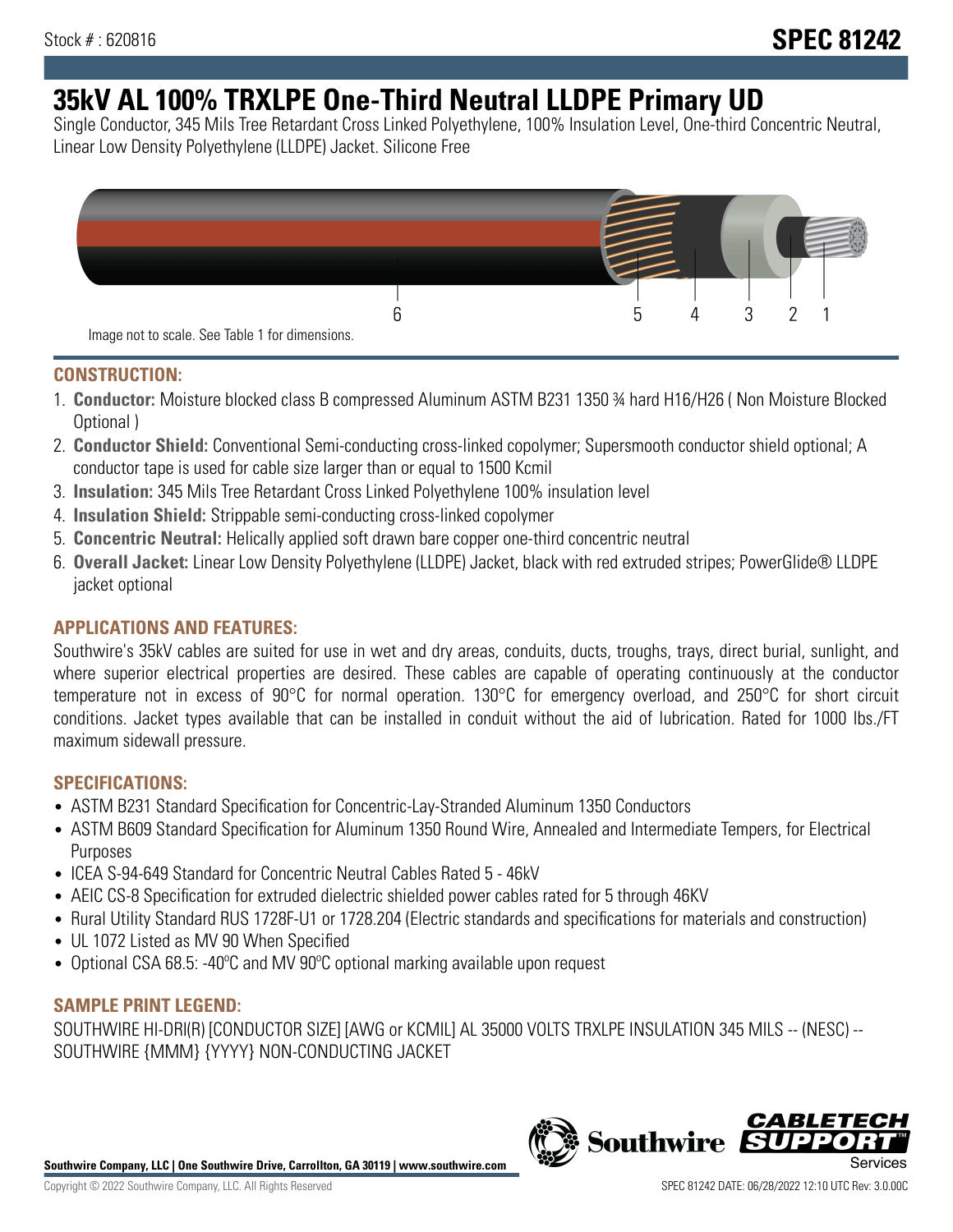Stock # : 620816

# SPEC 81242

# 35kV AL 100% TRXLPE One-Third Neutral LLDPE Primary UD

Single Conductor, 345 Mils Tree Retardant Cross Linked Polyethylene, 100% Insulation Level, One-third Concentric Neutral, Linear Low Density Polyethylene (LLDPE) Jacket. Silicone Free

6 5 4 3 2 1

Image not to scale. See Table 1 for dimensions.

## CONSTRUCTION:

1. **Conductor:** Moisture blocked class B compressed Aluminum ASTM B231 1350 ¾ hard H16/H26 ( Non Moisture Blocked Optional )
2. **Conductor Shield:** Conventional Semi-conducting cross-linked copolymer; Supersmooth conductor shield optional; A conductor tape is used for cable size larger than or equal to 1500 Kcmil
3. **Insulation:** 345 Mils Tree Retardant Cross Linked Polyethylene 100% insulation level
4. **Insulation Shield:** Strippable semi-conducting cross-linked copolymer
5. **Concentric Neutral:** Helically applied soft drawn bare copper one-third concentric neutral
6. **Overall Jacket:** Linear Low Density Polyethylene (LLDPE) Jacket, black with red extruded stripes; PowerGlide® LLDPE jacket optional

## APPLICATIONS AND FEATURES:

Southwire's 35kV cables are suited for use in wet and dry areas, conduits, ducts, troughs, trays, direct burial, sunlight, and where superior electrical properties are desired. These cables are capable of operating continuously at the conductor temperature not in excess of 90°C for normal operation. 130°C for emergency overload, and 250°C for short circuit conditions. Jacket types available that can be installed in conduit without the aid of lubrication. Rated for 1000 lbs./FT maximum sidewall pressure.

## SPECIFICATIONS:

- ASTM B231 Standard Specification for Concentric-Lay-Stranded Aluminum 1350 Conductors
- ASTM B609 Standard Specification for Aluminum 1350 Round Wire, Annealed and Intermediate Tempers, for Electrical Purposes
- ICEA S-94-649 Standard for Concentric Neutral Cables Rated 5 - 46kV
- AEIC CS-8 Specification for extruded dielectric shielded power cables rated for 5 through 46KV
- Rural Utility Standard RUS 1728F-U1 or 1728.204 (Electric standards and specifications for materials and construction)
- UL 1072 Listed as MV 90 When Specified
- Optional CSA 68.5: -40ºC and MV 90ºC optional marking available upon request

## SAMPLE PRINT LEGEND:

SOUTHWIRE HI-DRI(R) [CONDUCTOR SIZE] [AWG or KCMIL] AL 35000 VOLTS TRXLPE INSULATION 345 MILS -- (NESC) -- SOUTHWIRE {MMM} {YYYY} NON-CONDUCTING JACKET

**Southwire Company, LLC | One Southwire Drive, Carrollton, GA 30119 | www.southwire.com**

Copyright © 2022 Southwire Company, LLC. All Rights Reserved

SPEC 81242 DATE: 06/28/2022 12:10 UTC Rev: 3.0.00C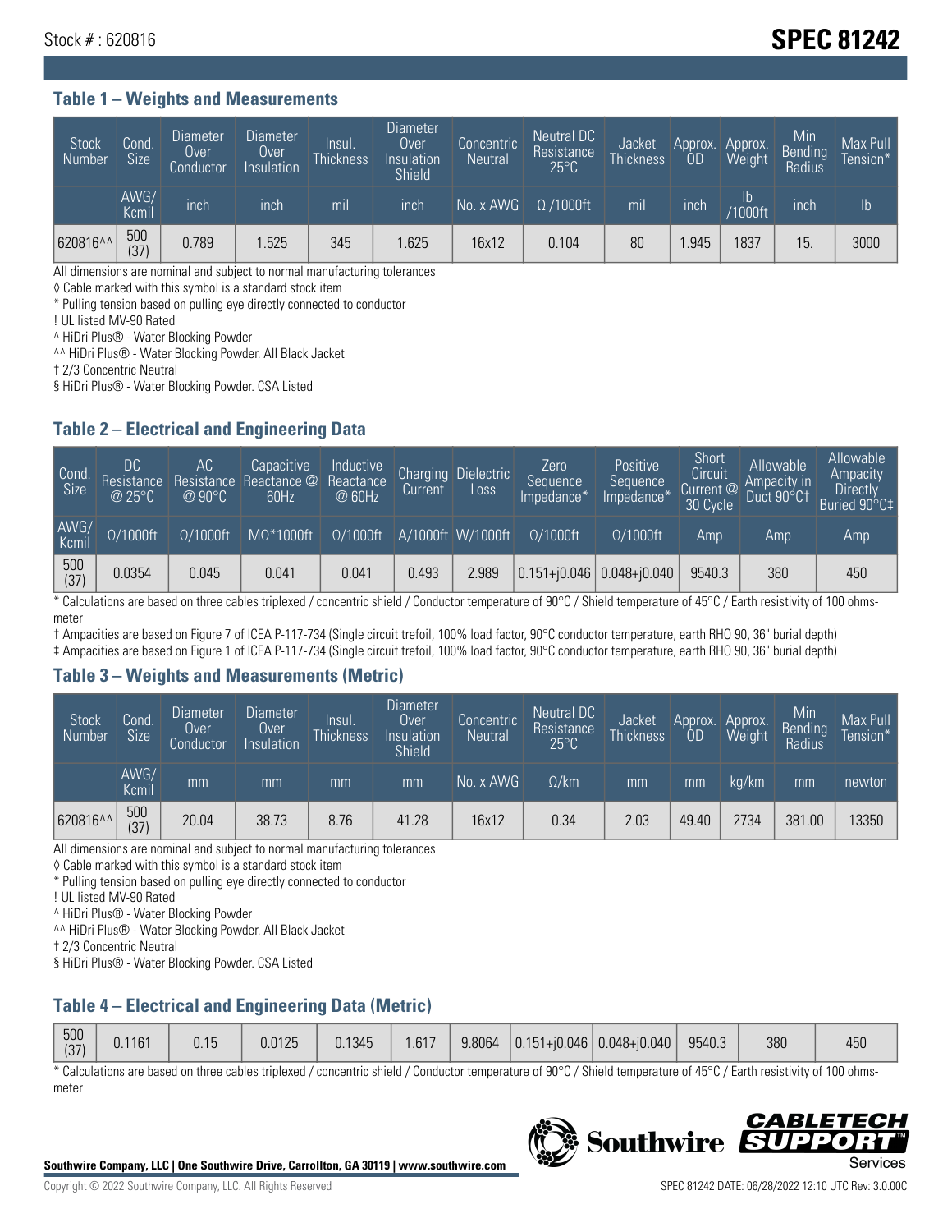Stock # : 620816

# SPEC 81242

## Table 1 – Weights and Measurements

| Stock Number | Cond. Size | Diameter Over Conductor | Diameter Over Insulation | Insul. Thickness | Diameter Over Insulation Shield | Concentric Neutral | Neutral DC Resistance 25°C | Jacket Thickness | Approx. OD | Approx. Weight | Min Bending Radius | Max Pull Tension* |
|---|---|---|---|---|---|---|---|---|---|---|---|---|
| | AWG/ Kcmil | inch | inch | mil | inch | No. x AWG | Ω /1000ft | mil | inch | lb /1000ft | inch | lb |
| 620816^^ | 500 (37) | 0.789 | 1.525 | 345 | 1.625 | 16x12 | 0.104 | 80 | 1.945 | 1837 | 15. | 3000 |

All dimensions are nominal and subject to normal manufacturing tolerances

◊ Cable marked with this symbol is a standard stock item

* Pulling tension based on pulling eye directly connected to conductor

! UL listed MV-90 Rated

^ HiDri Plus® - Water Blocking Powder

^^ HiDri Plus® - Water Blocking Powder. All Black Jacket

† 2/3 Concentric Neutral

§ HiDri Plus® - Water Blocking Powder. CSA Listed

## Table 2 – Electrical and Engineering Data

| Cond. Size | DC Resistance @ 25°C | AC Resistance @ 90°C | Capacitive Reactance @ 60Hz | Inductive Reactance @ 60Hz | Charging Current | Dielectric Loss | Zero Sequence Impedance* | Positive Sequence Impedance* | Short Circuit Current @ 30 Cycle | Allowable Ampacity in Duct 90°C† | Allowable Ampacity Directly Buried 90°C‡ |
|---|---|---|---|---|---|---|---|---|---|---|---|
| AWG/ Kcmil | Ω/1000ft | Ω/1000ft | MΩ*1000ft | Ω/1000ft | A/1000ft | W/1000ft | Ω/1000ft | Ω/1000ft | Amp | Amp | Amp |
| 500 (37) | 0.0354 | 0.045 | 0.041 | 0.041 | 0.493 | 2.989 | 0.151+j0.046 | 0.048+j0.040 | 9540.3 | 380 | 450 |

* Calculations are based on three cables triplexed / concentric shield / Conductor temperature of 90°C / Shield temperature of 45°C / Earth resistivity of 100 ohms-meter

† Ampacities are based on Figure 7 of ICEA P-117-734 (Single circuit trefoil, 100% load factor, 90°C conductor temperature, earth RHO 90, 36" burial depth)

‡ Ampacities are based on Figure 1 of ICEA P-117-734 (Single circuit trefoil, 100% load factor, 90°C conductor temperature, earth RHO 90, 36" burial depth)

## Table 3 – Weights and Measurements (Metric)

| Stock Number | Cond. Size | Diameter Over Conductor | Diameter Over Insulation | Insul. Thickness | Diameter Over Insulation Shield | Concentric Neutral | Neutral DC Resistance 25°C | Jacket Thickness | Approx. OD | Approx. Weight | Min Bending Radius | Max Pull Tension* |
|---|---|---|---|---|---|---|---|---|---|---|---|---|
| | AWG/ Kcmil | mm | mm | mm | mm | No. x AWG | Ω/km | mm | mm | kg/km | mm | newton |
| 620816^^ | 500 (37) | 20.04 | 38.73 | 8.76 | 41.28 | 16x12 | 0.34 | 2.03 | 49.40 | 2734 | 381.00 | 13350 |

All dimensions are nominal and subject to normal manufacturing tolerances

◊ Cable marked with this symbol is a standard stock item

* Pulling tension based on pulling eye directly connected to conductor

! UL listed MV-90 Rated

^ HiDri Plus® - Water Blocking Powder

^^ HiDri Plus® - Water Blocking Powder. All Black Jacket

† 2/3 Concentric Neutral

§ HiDri Plus® - Water Blocking Powder. CSA Listed

## Table 4 – Electrical and Engineering Data (Metric)

| | | | | | | | | | | | |
|---|---|---|---|---|---|---|---|---|---|---|---|
| 500 (37) | 0.1161 | 0.15 | 0.0125 | 0.1345 | 1.617 | 9.8064 | 0.151+j0.046 | 0.048+j0.040 | 9540.3 | 380 | 450 |

* Calculations are based on three cables triplexed / concentric shield / Conductor temperature of 90°C / Shield temperature of 45°C / Earth resistivity of 100 ohms-meter

Southwire Company, LLC | One Southwire Drive, Carrollton, GA 30119 | www.southwire.com

Copyright © 2022 Southwire Company, LLC. All Rights Reserved

SPEC 81242 DATE: 06/28/2022 12:10 UTC Rev: 3.0.00C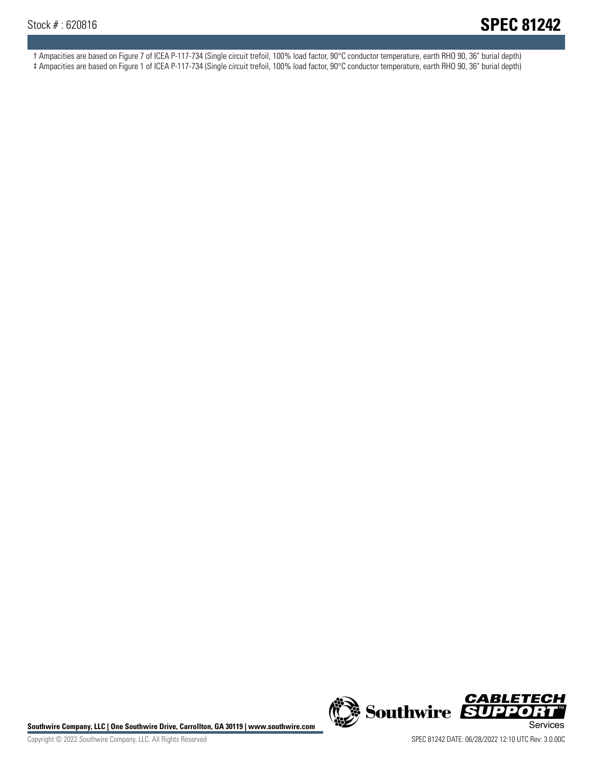† Ampacities are based on Figure 7 of ICEA P-117-734 (Single circuit trefoil, 100% load factor, 90°C conductor temperature, earth RHO 90, 36" burial depth)

‡ Ampacities are based on Figure 1 of ICEA P-117-734 (Single circuit trefoil, 100% load factor, 90°C conductor temperature, earth RHO 90, 36" burial depth)